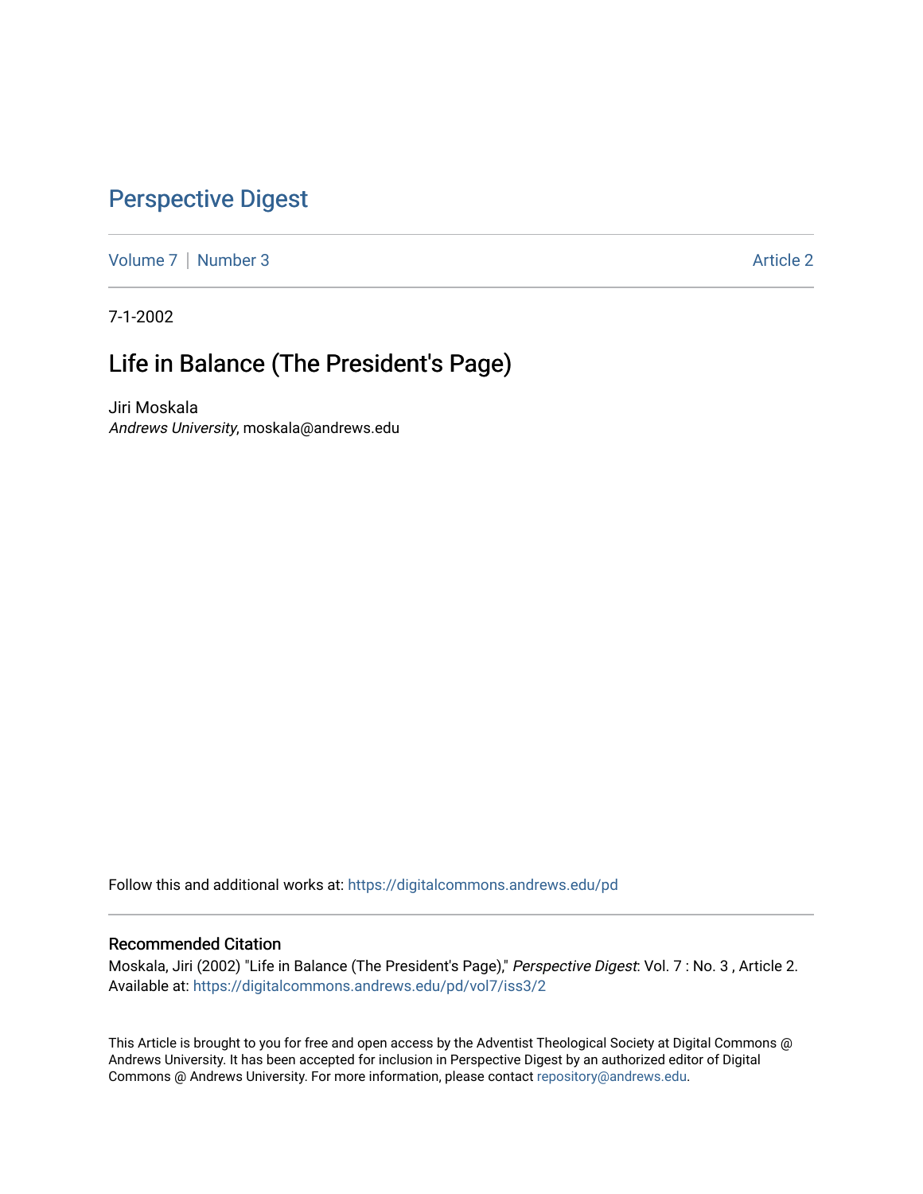# Perspective Digest

Volume 7 | Number 3 | Article 2

7-1-2002

## Life in Balance (The President's Page)

Jiri Moskala
*Andrews University*, moskala@andrews.edu

Follow this and additional works at: https://digitalcommons.andrews.edu/pd

### Recommended Citation

Moskala, Jiri (2002) "Life in Balance (The President's Page)," *Perspective Digest*: Vol. 7 : No. 3 , Article 2.
Available at: https://digitalcommons.andrews.edu/pd/vol7/iss3/2

This Article is brought to you for free and open access by the Adventist Theological Society at Digital Commons @ Andrews University. It has been accepted for inclusion in Perspective Digest by an authorized editor of Digital Commons @ Andrews University. For more information, please contact repository@andrews.edu.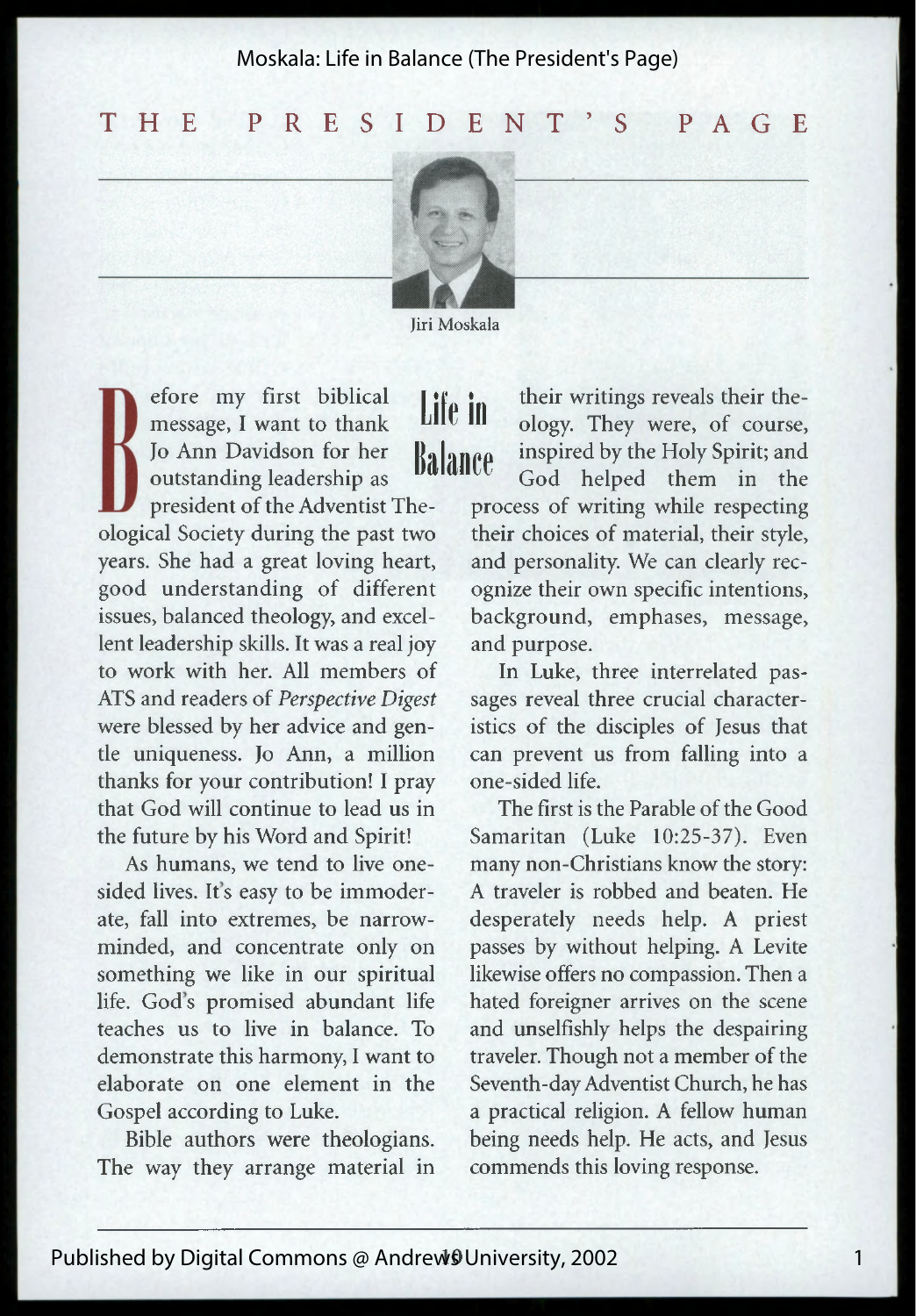# THE PRESIDENT'S PAGE

Jiri Moskala

## Life in Balance

Before my first biblical message, I want to thank Jo Ann Davidson for her outstanding leadership as president of the Adventist Theological Society during the past two years. She had a great loving heart, good understanding of different issues, balanced theology, and excellent leadership skills. It was a real joy to work with her. All members of ATS and readers of *Perspective Digest* were blessed by her advice and gentle uniqueness. Jo Ann, a million thanks for your contribution! I pray that God will continue to lead us in the future by his Word and Spirit!

As humans, we tend to live one-sided lives. It's easy to be immoderate, fall into extremes, be narrow-minded, and concentrate only on something we like in our spiritual life. God's promised abundant life teaches us to live in balance. To demonstrate this harmony, I want to elaborate on one element in the Gospel according to Luke.

Bible authors were theologians. The way they arrange material in their writings reveals their theology. They were, of course, inspired by the Holy Spirit; and God helped them in the process of writing while respecting their choices of material, their style, and personality. We can clearly recognize their own specific intentions, background, emphases, message, and purpose.

In Luke, three interrelated passages reveal three crucial characteristics of the disciples of Jesus that can prevent us from falling into a one-sided life.

The first is the Parable of the Good Samaritan (Luke 10:25-37). Even many non-Christians know the story: A traveler is robbed and beaten. He desperately needs help. A priest passes by without helping. A Levite likewise offers no compassion. Then a hated foreigner arrives on the scene and unselfishly helps the despairing traveler. Though not a member of the Seventh-day Adventist Church, he has a practical religion. A fellow human being needs help. He acts, and Jesus commends this loving response.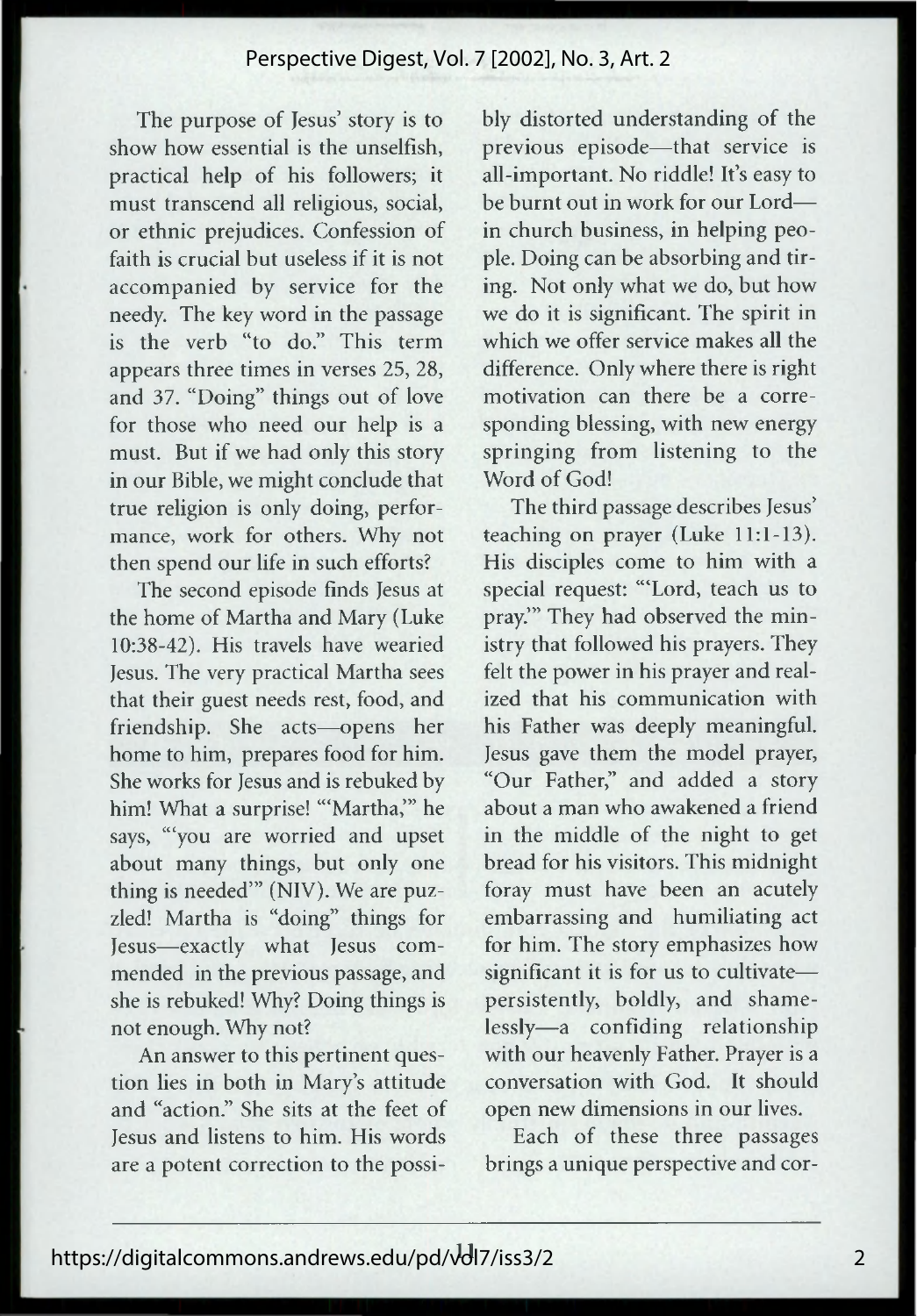The purpose of Jesus' story is to show how essential is the unselfish, practical help of his followers; it must transcend all religious, social, or ethnic prejudices. Confession of faith is crucial but useless if it is not accompanied by service for the needy. The key word in the passage is the verb "to do." This term appears three times in verses 25, 28, and 37. "Doing" things out of love for those who need our help is a must. But if we had only this story in our Bible, we might conclude that true religion is only doing, performance, work for others. Why not then spend our life in such efforts?

The second episode finds Jesus at the home of Martha and Mary (Luke 10:38-42). His travels have wearied Jesus. The very practical Martha sees that their guest needs rest, food, and friendship. She acts—opens her home to him, prepares food for him. She works for Jesus and is rebuked by him! What a surprise! "'Martha,'" he says, "'you are worried and upset about many things, but only one thing is needed'" (NIV). We are puzzled! Martha is "doing" things for Jesus—exactly what Jesus commended in the previous passage, and she is rebuked! Why? Doing things is not enough. Why not?

An answer to this pertinent question lies in both in Mary's attitude and "action." She sits at the feet of Jesus and listens to him. His words are a potent correction to the possibly distorted understanding of the previous episode—that service is all-important. No riddle! It's easy to be burnt out in work for our Lord—in church business, in helping people. Doing can be absorbing and tiring. Not only what we do, but how we do it is significant. The spirit in which we offer service makes all the difference. Only where there is right motivation can there be a corresponding blessing, with new energy springing from listening to the Word of God!

The third passage describes Jesus' teaching on prayer (Luke 11:1-13). His disciples come to him with a special request: "'Lord, teach us to pray.'" They had observed the ministry that followed his prayers. They felt the power in his prayer and realized that his communication with his Father was deeply meaningful. Jesus gave them the model prayer, "Our Father," and added a story about a man who awakened a friend in the middle of the night to get bread for his visitors. This midnight foray must have been an acutely embarrassing and humiliating act for him. The story emphasizes how significant it is for us to cultivate—persistently, boldly, and shamelessly—a confiding relationship with our heavenly Father. Prayer is a conversation with God. It should open new dimensions in our lives.

Each of these three passages brings a unique perspective and cor-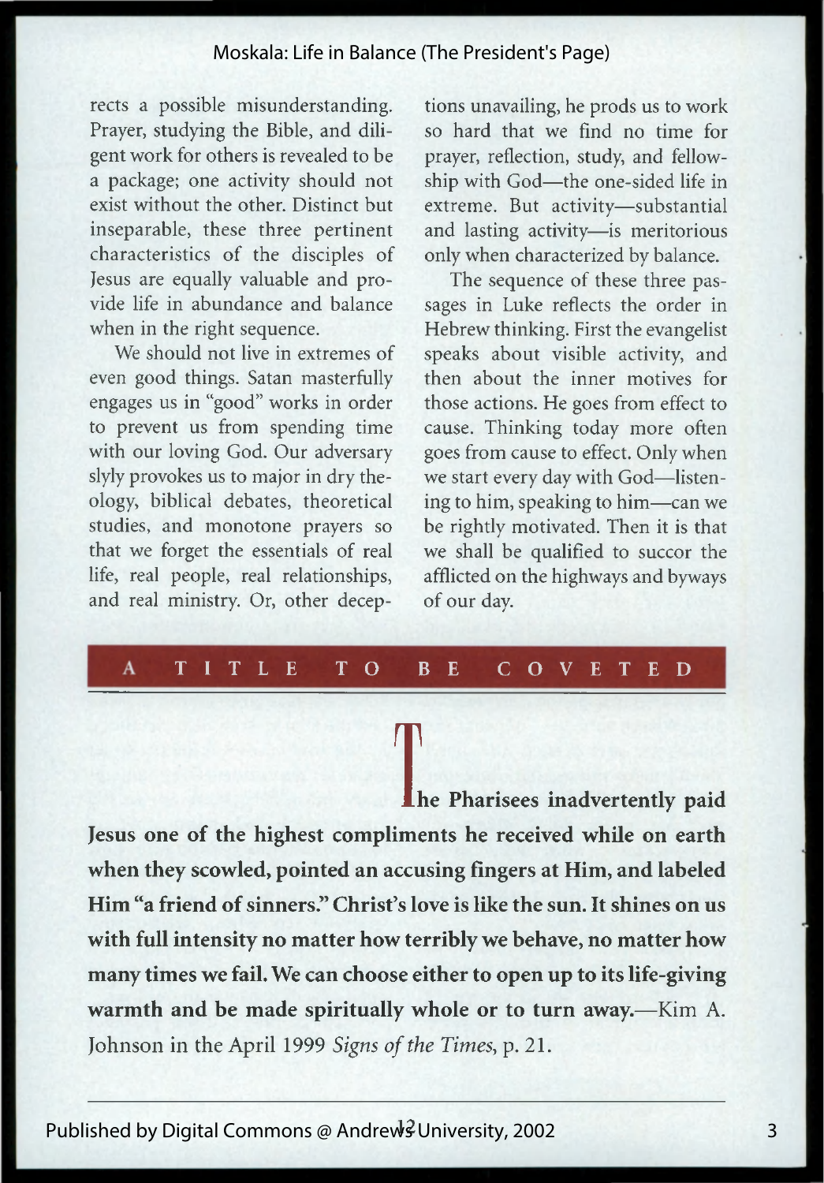rects a possible misunderstanding. Prayer, studying the Bible, and diligent work for others is revealed to be a package; one activity should not exist without the other. Distinct but inseparable, these three pertinent characteristics of the disciples of Jesus are equally valuable and provide life in abundance and balance when in the right sequence.

We should not live in extremes of even good things. Satan masterfully engages us in "good" works in order to prevent us from spending time with our loving God. Our adversary slyly provokes us to major in dry theology, biblical debates, theoretical studies, and monotone prayers so that we forget the essentials of real life, real people, real relationships, and real ministry. Or, other deceptions unavailing, he prods us to work so hard that we find no time for prayer, reflection, study, and fellowship with God—the one-sided life in extreme. But activity—substantial and lasting activity—is meritorious only when characterized by balance.

The sequence of these three passages in Luke reflects the order in Hebrew thinking. First the evangelist speaks about visible activity, and then about the inner motives for those actions. He goes from effect to cause. Thinking today more often goes from cause to effect. Only when we start every day with God—listening to him, speaking to him—can we be rightly motivated. Then it is that we shall be qualified to succor the afflicted on the highways and byways of our day.

## A TITLE TO BE COVETED

**The Pharisees inadvertently paid Jesus one of the highest compliments he received while on earth when they scowled, pointed an accusing fingers at Him, and labeled Him "a friend of sinners." Christ's love is like the sun. It shines on us with full intensity no matter how terribly we behave, no matter how many times we fail. We can choose either to open up to its life-giving warmth and be made spiritually whole or to turn away.**—Kim A. Johnson in the April 1999 *Signs of the Times*, p. 21.